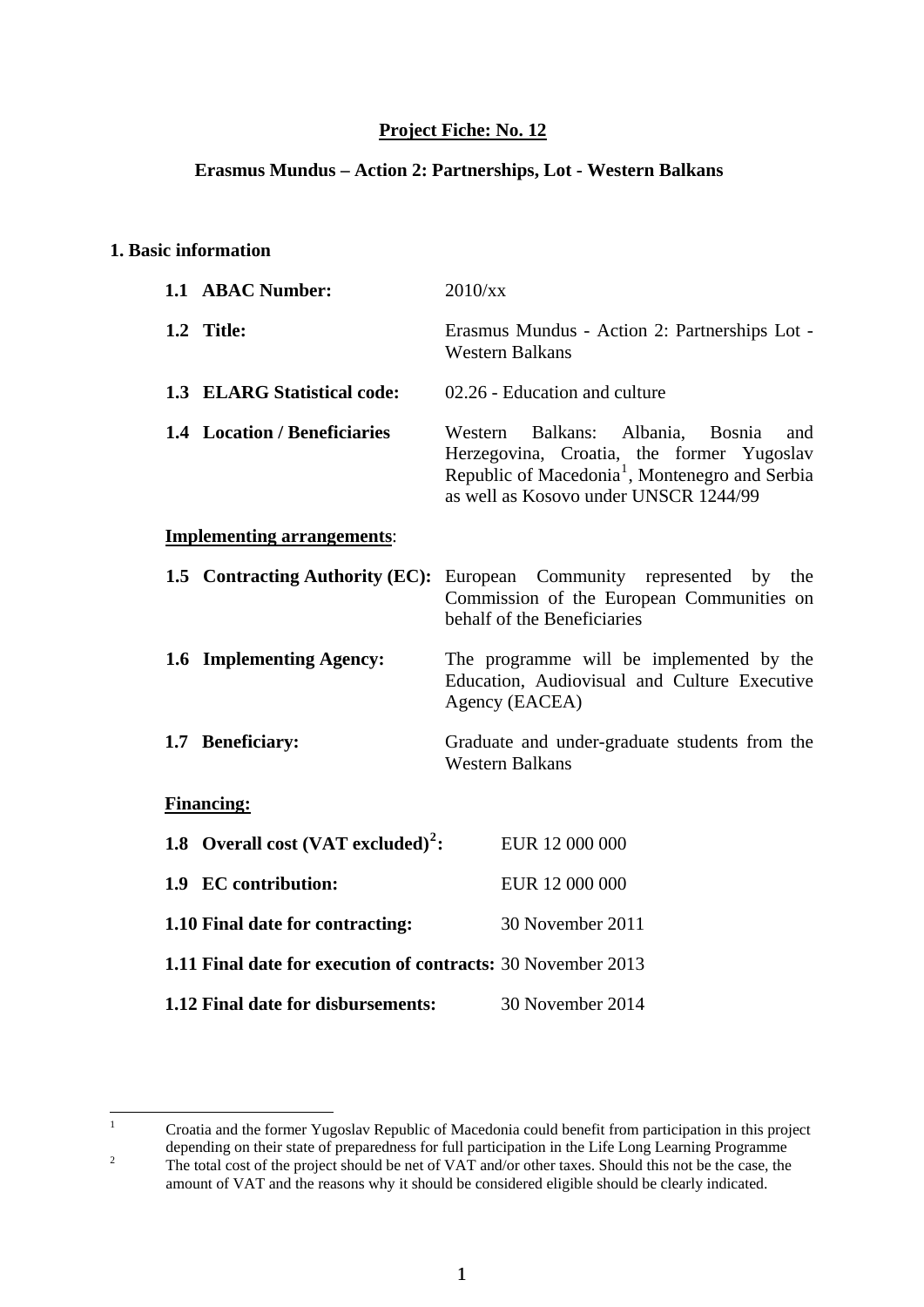**Project Fiche: No. 12**

**Erasmus Mundus – Action 2: Partnerships, Lot - Western Balkans**

## 1. Basic information

**1.1 ABAC Number:** 2010/xx

**1.2 Title:** Erasmus Mundus - Action 2: Partnerships Lot - Western Balkans

**1.3 ELARG Statistical code:** 02.26 - Education and culture

**1.4 Location / Beneficiaries** Western Balkans: Albania, Bosnia and Herzegovina, Croatia, the former Yugoslav Republic of Macedonia[1], Montenegro and Serbia as well as Kosovo under UNSCR 1244/99

**Implementing arrangements**:

**1.5 Contracting Authority (EC):** European Community represented by the Commission of the European Communities on behalf of the Beneficiaries

**1.6 Implementing Agency:** The programme will be implemented by the Education, Audiovisual and Culture Executive Agency (EACEA)

**1.7 Beneficiary:** Graduate and under-graduate students from the Western Balkans

**Financing:**

**1.8 Overall cost (VAT excluded)[2]:** EUR 12 000 000

**1.9 EC contribution:** EUR 12 000 000

**1.10 Final date for contracting:** 30 November 2011

**1.11 Final date for execution of contracts:** 30 November 2013

**1.12 Final date for disbursements:** 30 November 2014

---

[1] Croatia and the former Yugoslav Republic of Macedonia could benefit from participation in this project depending on their state of preparedness for full participation in the Life Long Learning Programme

[2] The total cost of the project should be net of VAT and/or other taxes. Should this not be the case, the amount of VAT and the reasons why it should be considered eligible should be clearly indicated.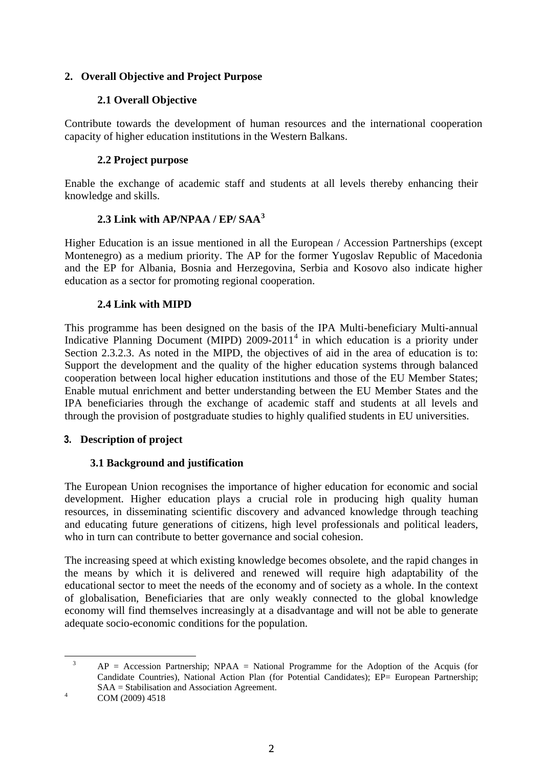## 2. Overall Objective and Project Purpose

### 2.1 Overall Objective

Contribute towards the development of human resources and the international cooperation capacity of higher education institutions in the Western Balkans.

### 2.2 Project purpose

Enable the exchange of academic staff and students at all levels thereby enhancing their knowledge and skills.

### 2.3 Link with AP/NPAA / EP/ SAA[3]

Higher Education is an issue mentioned in all the European / Accession Partnerships (except Montenegro) as a medium priority. The AP for the former Yugoslav Republic of Macedonia and the EP for Albania, Bosnia and Herzegovina, Serbia and Kosovo also indicate higher education as a sector for promoting regional cooperation.

### 2.4 Link with MIPD

This programme has been designed on the basis of the IPA Multi-beneficiary Multi-annual Indicative Planning Document (MIPD) 2009-2011[4] in which education is a priority under Section 2.3.2.3. As noted in the MIPD, the objectives of aid in the area of education is to: Support the development and the quality of the higher education systems through balanced cooperation between local higher education institutions and those of the EU Member States; Enable mutual enrichment and better understanding between the EU Member States and the IPA beneficiaries through the exchange of academic staff and students at all levels and through the provision of postgraduate studies to highly qualified students in EU universities.

## 3. Description of project

### 3.1 Background and justification

The European Union recognises the importance of higher education for economic and social development. Higher education plays a crucial role in producing high quality human resources, in disseminating scientific discovery and advanced knowledge through teaching and educating future generations of citizens, high level professionals and political leaders, who in turn can contribute to better governance and social cohesion.

The increasing speed at which existing knowledge becomes obsolete, and the rapid changes in the means by which it is delivered and renewed will require high adaptability of the educational sector to meet the needs of the economy and of society as a whole. In the context of globalisation, Beneficiaries that are only weakly connected to the global knowledge economy will find themselves increasingly at a disadvantage and will not be able to generate adequate socio-economic conditions for the population.

---

[3] AP = Accession Partnership; NPAA = National Programme for the Adoption of the Acquis (for Candidate Countries), National Action Plan (for Potential Candidates); EP= European Partnership; SAA = Stabilisation and Association Agreement.

[4] COM (2009) 4518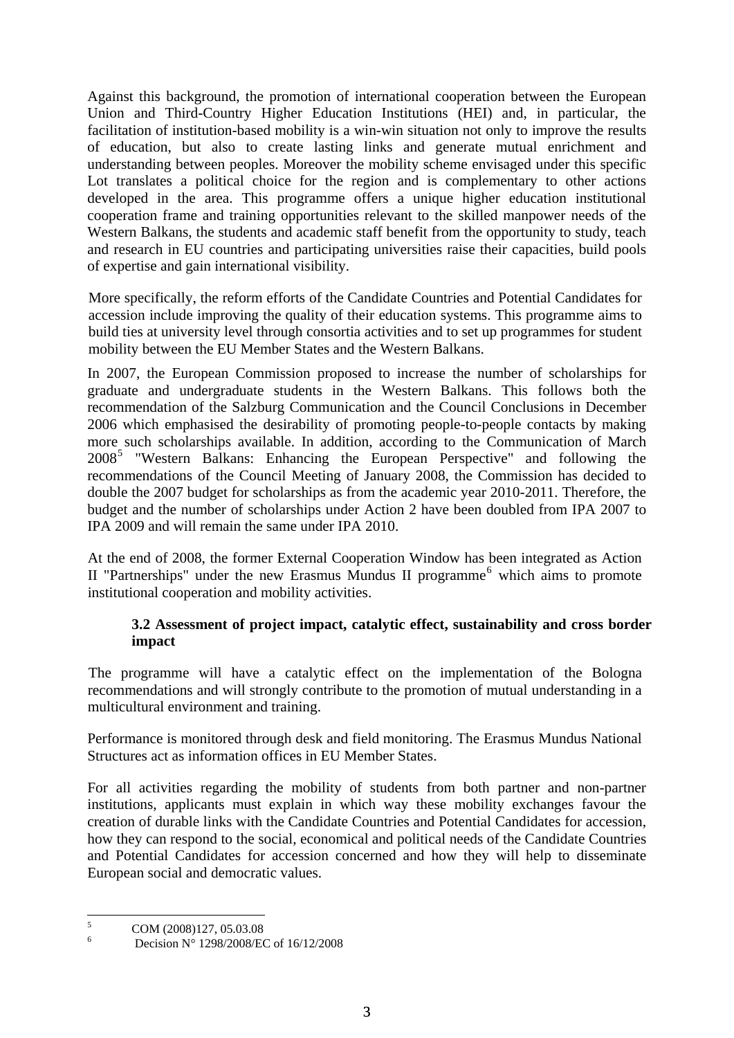Against this background, the promotion of international cooperation between the European Union and Third-Country Higher Education Institutions (HEI) and, in particular, the facilitation of institution-based mobility is a win-win situation not only to improve the results of education, but also to create lasting links and generate mutual enrichment and understanding between peoples. Moreover the mobility scheme envisaged under this specific Lot translates a political choice for the region and is complementary to other actions developed in the area. This programme offers a unique higher education institutional cooperation frame and training opportunities relevant to the skilled manpower needs of the Western Balkans, the students and academic staff benefit from the opportunity to study, teach and research in EU countries and participating universities raise their capacities, build pools of expertise and gain international visibility.

More specifically, the reform efforts of the Candidate Countries and Potential Candidates for accession include improving the quality of their education systems. This programme aims to build ties at university level through consortia activities and to set up programmes for student mobility between the EU Member States and the Western Balkans.

In 2007, the European Commission proposed to increase the number of scholarships for graduate and undergraduate students in the Western Balkans. This follows both the recommendation of the Salzburg Communication and the Council Conclusions in December 2006 which emphasised the desirability of promoting people-to-people contacts by making more such scholarships available. In addition, according to the Communication of March 2008[5] "Western Balkans: Enhancing the European Perspective" and following the recommendations of the Council Meeting of January 2008, the Commission has decided to double the 2007 budget for scholarships as from the academic year 2010-2011. Therefore, the budget and the number of scholarships under Action 2 have been doubled from IPA 2007 to IPA 2009 and will remain the same under IPA 2010.

At the end of 2008, the former External Cooperation Window has been integrated as Action II "Partnerships" under the new Erasmus Mundus II programme[6] which aims to promote institutional cooperation and mobility activities.

### 3.2 Assessment of project impact, catalytic effect, sustainability and cross border impact

The programme will have a catalytic effect on the implementation of the Bologna recommendations and will strongly contribute to the promotion of mutual understanding in a multicultural environment and training.

Performance is monitored through desk and field monitoring. The Erasmus Mundus National Structures act as information offices in EU Member States.

For all activities regarding the mobility of students from both partner and non-partner institutions, applicants must explain in which way these mobility exchanges favour the creation of durable links with the Candidate Countries and Potential Candidates for accession, how they can respond to the social, economical and political needs of the Candidate Countries and Potential Candidates for accession concerned and how they will help to disseminate European social and democratic values.

---

[5] COM (2008)127, 05.03.08

[6] Decision N° 1298/2008/EC of 16/12/2008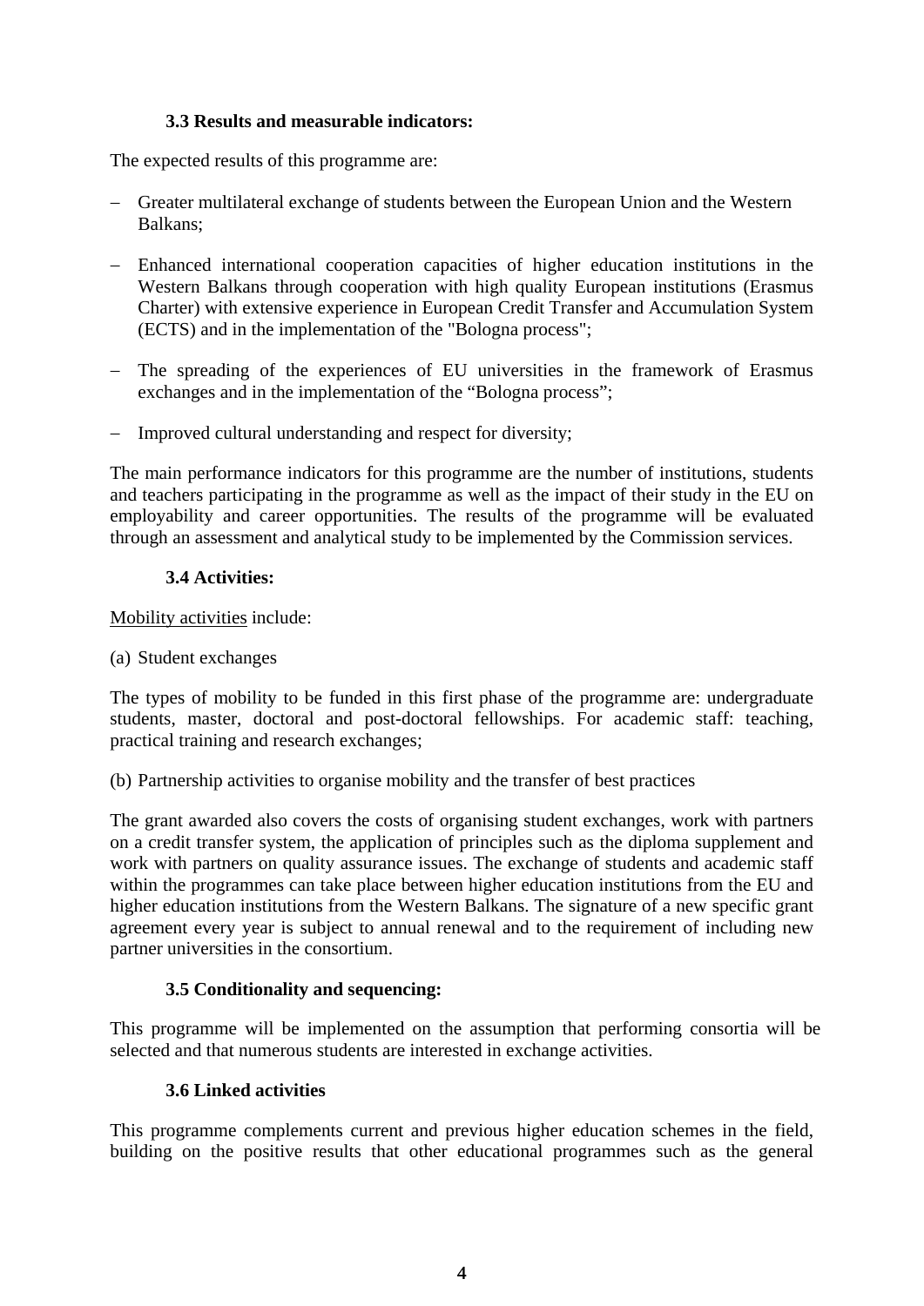### 3.3 Results and measurable indicators:

The expected results of this programme are:

- Greater multilateral exchange of students between the European Union and the Western Balkans;
- Enhanced international cooperation capacities of higher education institutions in the Western Balkans through cooperation with high quality European institutions (Erasmus Charter) with extensive experience in European Credit Transfer and Accumulation System (ECTS) and in the implementation of the "Bologna process";
- The spreading of the experiences of EU universities in the framework of Erasmus exchanges and in the implementation of the “Bologna process”;
- Improved cultural understanding and respect for diversity;

The main performance indicators for this programme are the number of institutions, students and teachers participating in the programme as well as the impact of their study in the EU on employability and career opportunities. The results of the programme will be evaluated through an assessment and analytical study to be implemented by the Commission services.

### 3.4 Activities:

Mobility activities include:

(a) Student exchanges

The types of mobility to be funded in this first phase of the programme are: undergraduate students, master, doctoral and post-doctoral fellowships. For academic staff: teaching, practical training and research exchanges;

(b) Partnership activities to organise mobility and the transfer of best practices

The grant awarded also covers the costs of organising student exchanges, work with partners on a credit transfer system, the application of principles such as the diploma supplement and work with partners on quality assurance issues. The exchange of students and academic staff within the programmes can take place between higher education institutions from the EU and higher education institutions from the Western Balkans. The signature of a new specific grant agreement every year is subject to annual renewal and to the requirement of including new partner universities in the consortium.

### 3.5 Conditionality and sequencing:

This programme will be implemented on the assumption that performing consortia will be selected and that numerous students are interested in exchange activities.

### 3.6 Linked activities

This programme complements current and previous higher education schemes in the field, building on the positive results that other educational programmes such as the general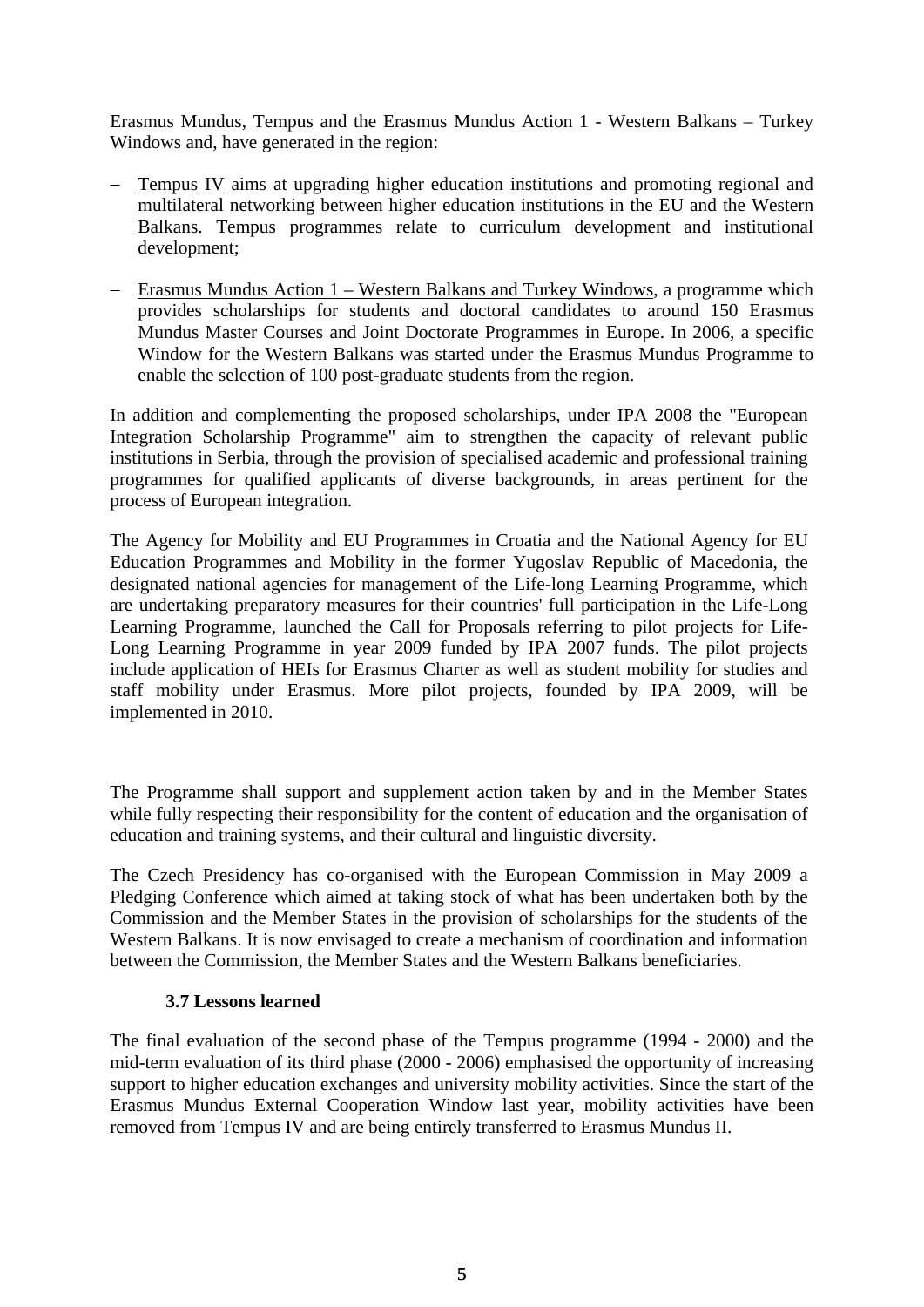Erasmus Mundus, Tempus and the Erasmus Mundus Action 1 - Western Balkans – Turkey Windows and, have generated in the region:

- Tempus IV aims at upgrading higher education institutions and promoting regional and multilateral networking between higher education institutions in the EU and the Western Balkans. Tempus programmes relate to curriculum development and institutional development;
- Erasmus Mundus Action 1 – Western Balkans and Turkey Windows, a programme which provides scholarships for students and doctoral candidates to around 150 Erasmus Mundus Master Courses and Joint Doctorate Programmes in Europe. In 2006, a specific Window for the Western Balkans was started under the Erasmus Mundus Programme to enable the selection of 100 post-graduate students from the region.

In addition and complementing the proposed scholarships, under IPA 2008 the "European Integration Scholarship Programme" aim to strengthen the capacity of relevant public institutions in Serbia, through the provision of specialised academic and professional training programmes for qualified applicants of diverse backgrounds, in areas pertinent for the process of European integration.

The Agency for Mobility and EU Programmes in Croatia and the National Agency for EU Education Programmes and Mobility in the former Yugoslav Republic of Macedonia, the designated national agencies for management of the Life-long Learning Programme, which are undertaking preparatory measures for their countries' full participation in the Life-Long Learning Programme, launched the Call for Proposals referring to pilot projects for Life-Long Learning Programme in year 2009 funded by IPA 2007 funds. The pilot projects include application of HEIs for Erasmus Charter as well as student mobility for studies and staff mobility under Erasmus. More pilot projects, founded by IPA 2009, will be implemented in 2010.

The Programme shall support and supplement action taken by and in the Member States while fully respecting their responsibility for the content of education and the organisation of education and training systems, and their cultural and linguistic diversity.

The Czech Presidency has co-organised with the European Commission in May 2009 a Pledging Conference which aimed at taking stock of what has been undertaken both by the Commission and the Member States in the provision of scholarships for the students of the Western Balkans. It is now envisaged to create a mechanism of coordination and information between the Commission, the Member States and the Western Balkans beneficiaries.

### 3.7 Lessons learned

The final evaluation of the second phase of the Tempus programme (1994 - 2000) and the mid-term evaluation of its third phase (2000 - 2006) emphasised the opportunity of increasing support to higher education exchanges and university mobility activities. Since the start of the Erasmus Mundus External Cooperation Window last year, mobility activities have been removed from Tempus IV and are being entirely transferred to Erasmus Mundus II.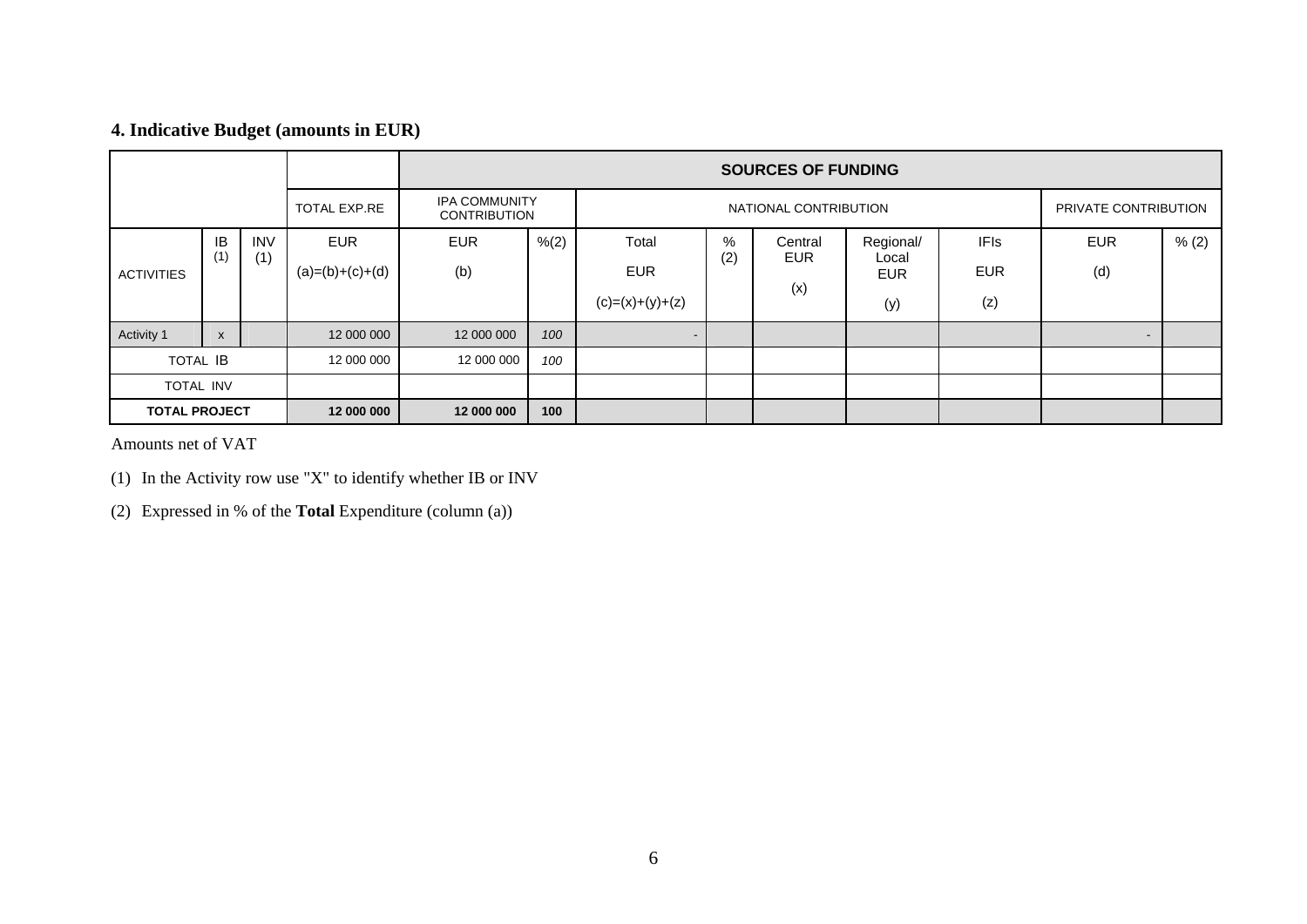## 4. Indicative Budget (amounts in EUR)

| | | | | SOURCES OF FUNDING | | | | | | | | |
|---|---|---|---|---|---|---|---|---|---|---|---|---|
| | | | TOTAL EXP.RE | IPA COMMUNITY CONTRIBUTION | | NATIONAL CONTRIBUTION | | | | | PRIVATE CONTRIBUTION | |
| ACTIVITIES | IB (1) | INV (1) | EUR (a)=(b)+(c)+(d) | EUR (b) | %(2) | Total EUR (c)=(x)+(y)+(z) | % (2) | Central EUR (x) | Regional/ Local EUR (y) | IFIs EUR (z) | EUR (d) | % (2) |
| Activity 1 | x | | 12 000 000 | 12 000 000 | *100* | - | | | | | - | |
| TOTAL IB | | | 12 000 000 | 12 000 000 | *100* | | | | | | | |
| TOTAL INV | | | | | | | | | | | | |
| **TOTAL PROJECT** | | | **12 000 000** | **12 000 000** | **100** | | | | | | | |

Amounts net of VAT

(1) In the Activity row use "X" to identify whether IB or INV

(2) Expressed in % of the **Total** Expenditure (column (a))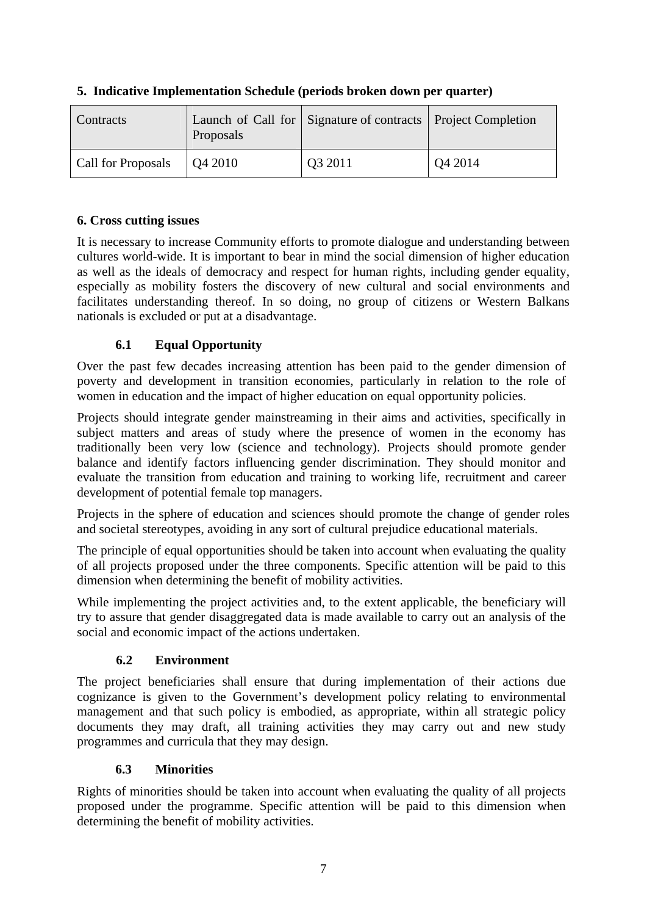## 5. Indicative Implementation Schedule (periods broken down per quarter)

| Contracts | Launch of Call for Proposals | Signature of contracts | Project Completion |
|---|---|---|---|
| Call for Proposals | Q4 2010 | Q3 2011 | Q4 2014 |

## 6. Cross cutting issues

It is necessary to increase Community efforts to promote dialogue and understanding between cultures world-wide. It is important to bear in mind the social dimension of higher education as well as the ideals of democracy and respect for human rights, including gender equality, especially as mobility fosters the discovery of new cultural and social environments and facilitates understanding thereof. In so doing, no group of citizens or Western Balkans nationals is excluded or put at a disadvantage.

### 6.1 Equal Opportunity

Over the past few decades increasing attention has been paid to the gender dimension of poverty and development in transition economies, particularly in relation to the role of women in education and the impact of higher education on equal opportunity policies.

Projects should integrate gender mainstreaming in their aims and activities, specifically in subject matters and areas of study where the presence of women in the economy has traditionally been very low (science and technology). Projects should promote gender balance and identify factors influencing gender discrimination. They should monitor and evaluate the transition from education and training to working life, recruitment and career development of potential female top managers.

Projects in the sphere of education and sciences should promote the change of gender roles and societal stereotypes, avoiding in any sort of cultural prejudice educational materials.

The principle of equal opportunities should be taken into account when evaluating the quality of all projects proposed under the three components. Specific attention will be paid to this dimension when determining the benefit of mobility activities.

While implementing the project activities and, to the extent applicable, the beneficiary will try to assure that gender disaggregated data is made available to carry out an analysis of the social and economic impact of the actions undertaken.

### 6.2 Environment

The project beneficiaries shall ensure that during implementation of their actions due cognizance is given to the Government's development policy relating to environmental management and that such policy is embodied, as appropriate, within all strategic policy documents they may draft, all training activities they may carry out and new study programmes and curricula that they may design.

### 6.3 Minorities

Rights of minorities should be taken into account when evaluating the quality of all projects proposed under the programme. Specific attention will be paid to this dimension when determining the benefit of mobility activities.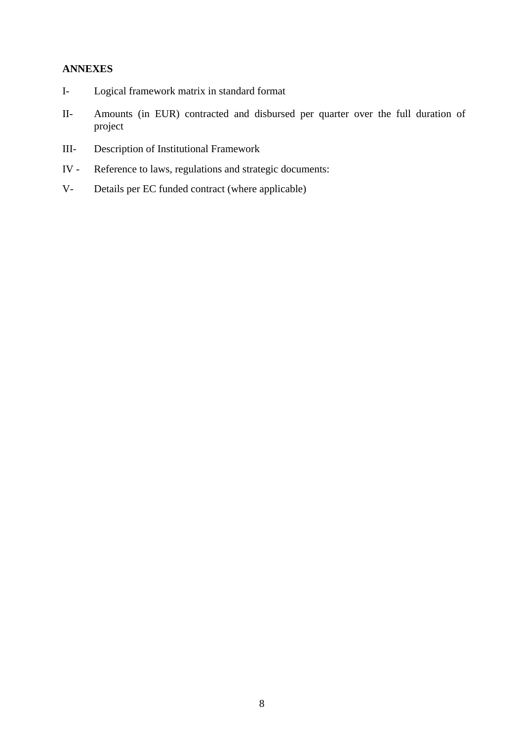**ANNEXES**

I- Logical framework matrix in standard format

II- Amounts (in EUR) contracted and disbursed per quarter over the full duration of project

III- Description of Institutional Framework

IV - Reference to laws, regulations and strategic documents:

V- Details per EC funded contract (where applicable)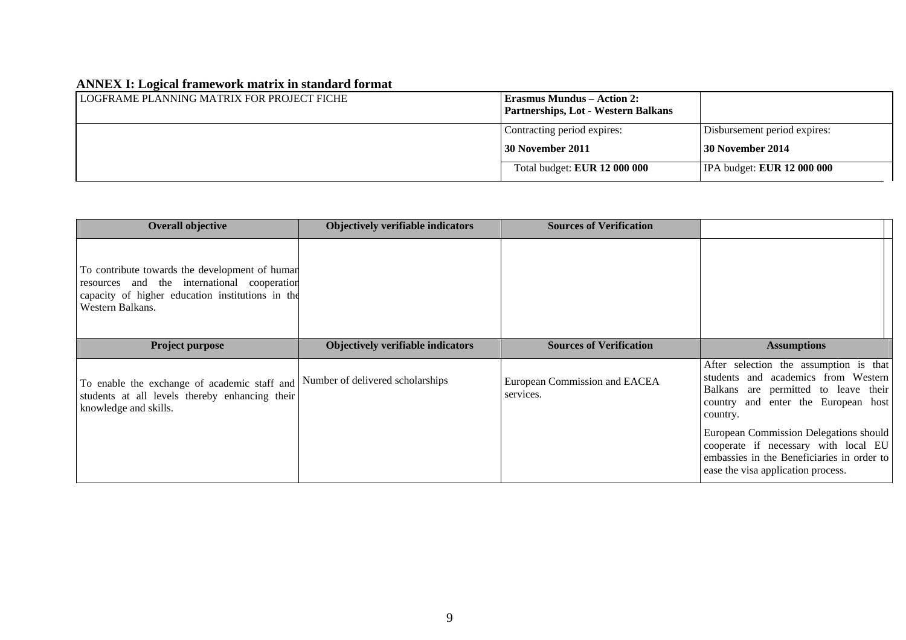## ANNEX I: Logical framework matrix in standard format

| LOGFRAME PLANNING MATRIX FOR PROJECT FICHE | **Erasmus Mundus – Action 2: Partnerships, Lot - Western Balkans** | |
|---|---|---|
| | Contracting period expires: **30 November 2011** | Disbursement period expires: **30 November 2014** |
| | Total budget: **EUR 12 000 000** | IPA budget: **EUR 12 000 000** |

| Overall objective | Objectively verifiable indicators | Sources of Verification | |
|---|---|---|---|
| To contribute towards the development of human resources and the international cooperation capacity of higher education institutions in the Western Balkans. | | | |
| **Project purpose** | **Objectively verifiable indicators** | **Sources of Verification** | **Assumptions** |
| To enable the exchange of academic staff and students at all levels thereby enhancing their knowledge and skills. | Number of delivered scholarships | European Commission and EACEA services. | After selection the assumption is that students and academics from Western Balkans are permitted to leave their country and enter the European host country.<br><br>European Commission Delegations should cooperate if necessary with local EU embassies in the Beneficiaries in order to ease the visa application process. |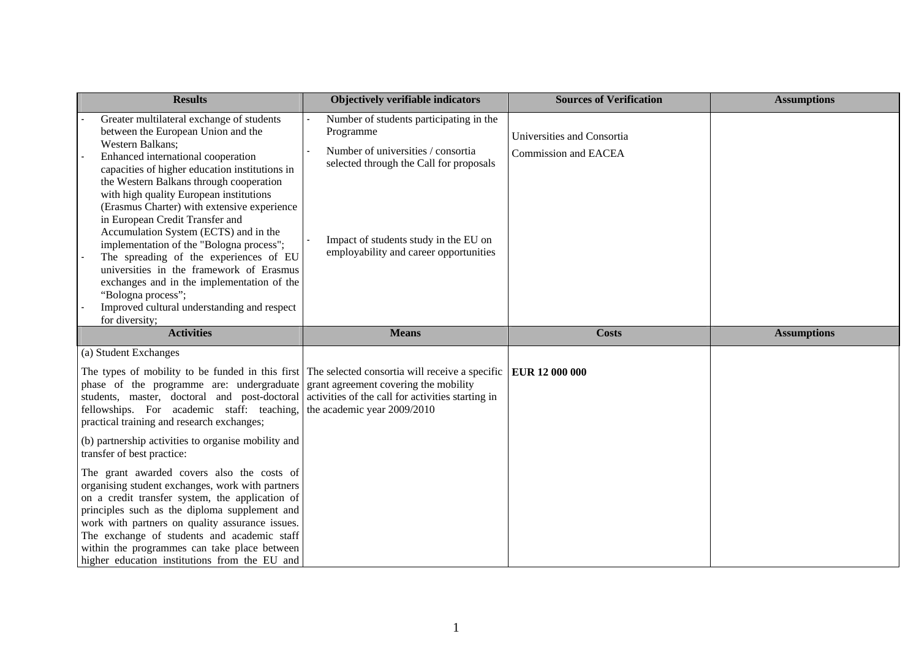| Results | Objectively verifiable indicators | Sources of Verification | Assumptions |
|---|---|---|---|
| - Greater multilateral exchange of students between the European Union and the Western Balkans;<br>- Enhanced international cooperation capacities of higher education institutions in the Western Balkans through cooperation with high quality European institutions (Erasmus Charter) with extensive experience in European Credit Transfer and Accumulation System (ECTS) and in the implementation of the "Bologna process";<br>- The spreading of the experiences of EU universities in the framework of Erasmus exchanges and in the implementation of the "Bologna process";<br>- Improved cultural understanding and respect for diversity; | - Number of students participating in the Programme<br>- Number of universities / consortia selected through the Call for proposals<br>- Impact of students study in the EU on employability and career opportunities | Universities and Consortia<br>Commission and EACEA | |
| **Activities** | **Means** | **Costs** | **Assumptions** |
| (a) Student Exchanges<br><br>The types of mobility to be funded in this first phase of the programme are: undergraduate students, master, doctoral and post-doctoral fellowships. For academic staff: teaching, practical training and research exchanges;<br><br>(b) partnership activities to organise mobility and transfer of best practice:<br><br>The grant awarded covers also the costs of organising student exchanges, work with partners on a credit transfer system, the application of principles such as the diploma supplement and work with partners on quality assurance issues. The exchange of students and academic staff within the programmes can take place between higher education institutions from the EU and | The selected consortia will receive a specific grant agreement covering the mobility activities of the call for activities starting in the academic year 2009/2010 | **EUR 12 000 000** | |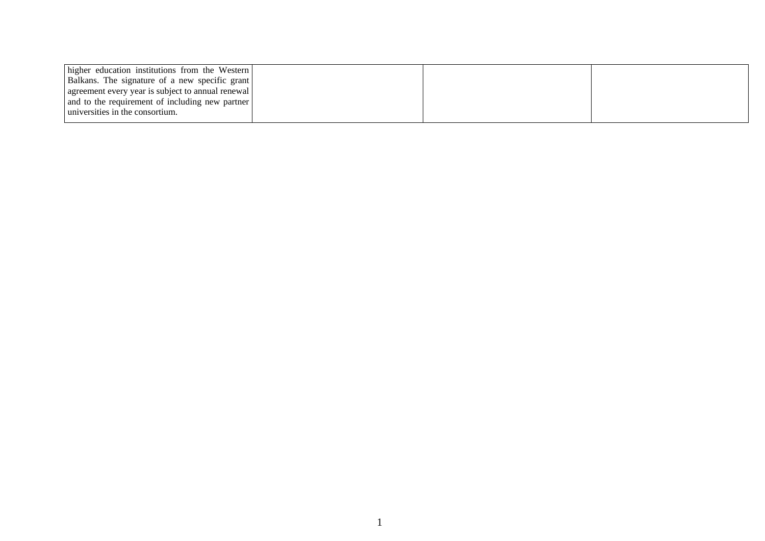| | | | |
|---|---|---|---|
| higher education institutions from the Western Balkans. The signature of a new specific grant agreement every year is subject to annual renewal and to the requirement of including new partner universities in the consortium. | | | |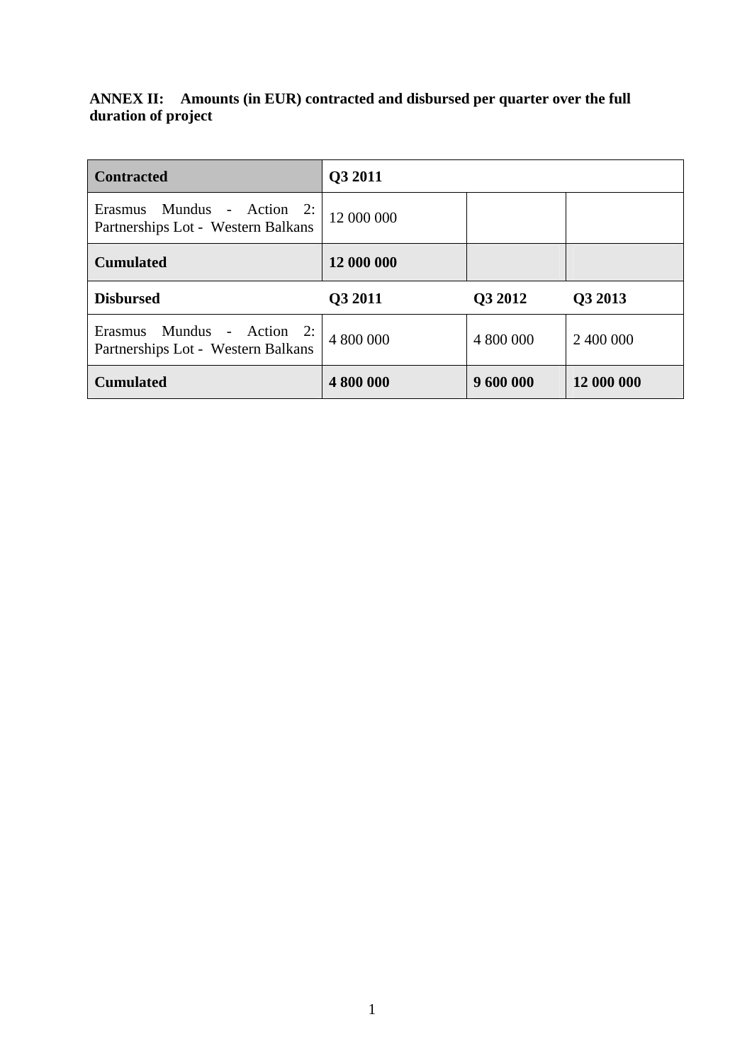**ANNEX II: Amounts (in EUR) contracted and disbursed per quarter over the full duration of project**

| **Contracted** | **Q3 2011** | | |
|---|---|---|---|
| Erasmus Mundus - Action 2: Partnerships Lot - Western Balkans | 12 000 000 | | |
| **Cumulated** | **12 000 000** | | |
| **Disbursed** | **Q3 2011** | **Q3 2012** | **Q3 2013** |
| Erasmus Mundus - Action 2: Partnerships Lot - Western Balkans | 4 800 000 | 4 800 000 | 2 400 000 |
| **Cumulated** | **4 800 000** | **9 600 000** | **12 000 000** |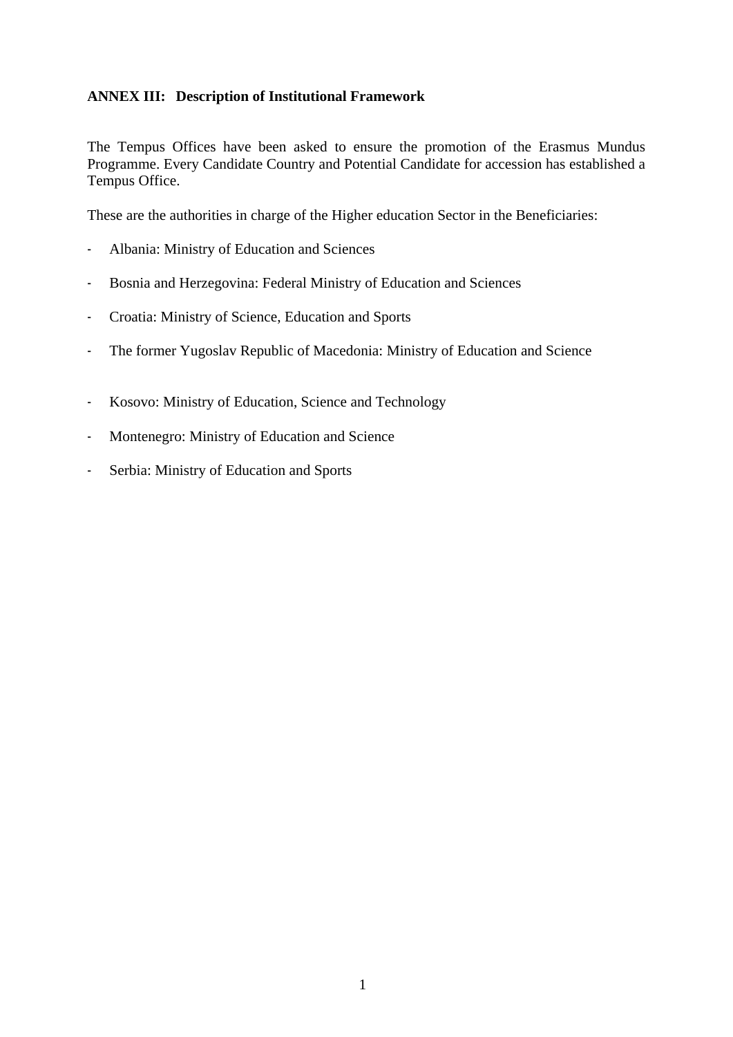**ANNEX III: Description of Institutional Framework**

The Tempus Offices have been asked to ensure the promotion of the Erasmus Mundus Programme. Every Candidate Country and Potential Candidate for accession has established a Tempus Office.

These are the authorities in charge of the Higher education Sector in the Beneficiaries:

- Albania: Ministry of Education and Sciences
- Bosnia and Herzegovina: Federal Ministry of Education and Sciences
- Croatia: Ministry of Science, Education and Sports
- The former Yugoslav Republic of Macedonia: Ministry of Education and Science
- Kosovo: Ministry of Education, Science and Technology
- Montenegro: Ministry of Education and Science
- Serbia: Ministry of Education and Sports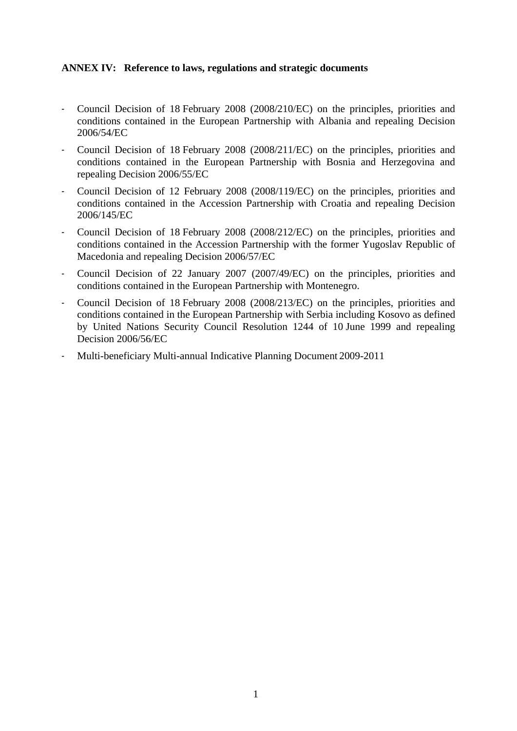**ANNEX IV: Reference to laws, regulations and strategic documents**

- Council Decision of 18 February 2008 (2008/210/EC) on the principles, priorities and conditions contained in the European Partnership with Albania and repealing Decision 2006/54/EC
- Council Decision of 18 February 2008 (2008/211/EC) on the principles, priorities and conditions contained in the European Partnership with Bosnia and Herzegovina and repealing Decision 2006/55/EC
- Council Decision of 12 February 2008 (2008/119/EC) on the principles, priorities and conditions contained in the Accession Partnership with Croatia and repealing Decision 2006/145/EC
- Council Decision of 18 February 2008 (2008/212/EC) on the principles, priorities and conditions contained in the Accession Partnership with the former Yugoslav Republic of Macedonia and repealing Decision 2006/57/EC
- Council Decision of 22 January 2007 (2007/49/EC) on the principles, priorities and conditions contained in the European Partnership with Montenegro.
- Council Decision of 18 February 2008 (2008/213/EC) on the principles, priorities and conditions contained in the European Partnership with Serbia including Kosovo as defined by United Nations Security Council Resolution 1244 of 10 June 1999 and repealing Decision 2006/56/EC
- Multi-beneficiary Multi-annual Indicative Planning Document 2009-2011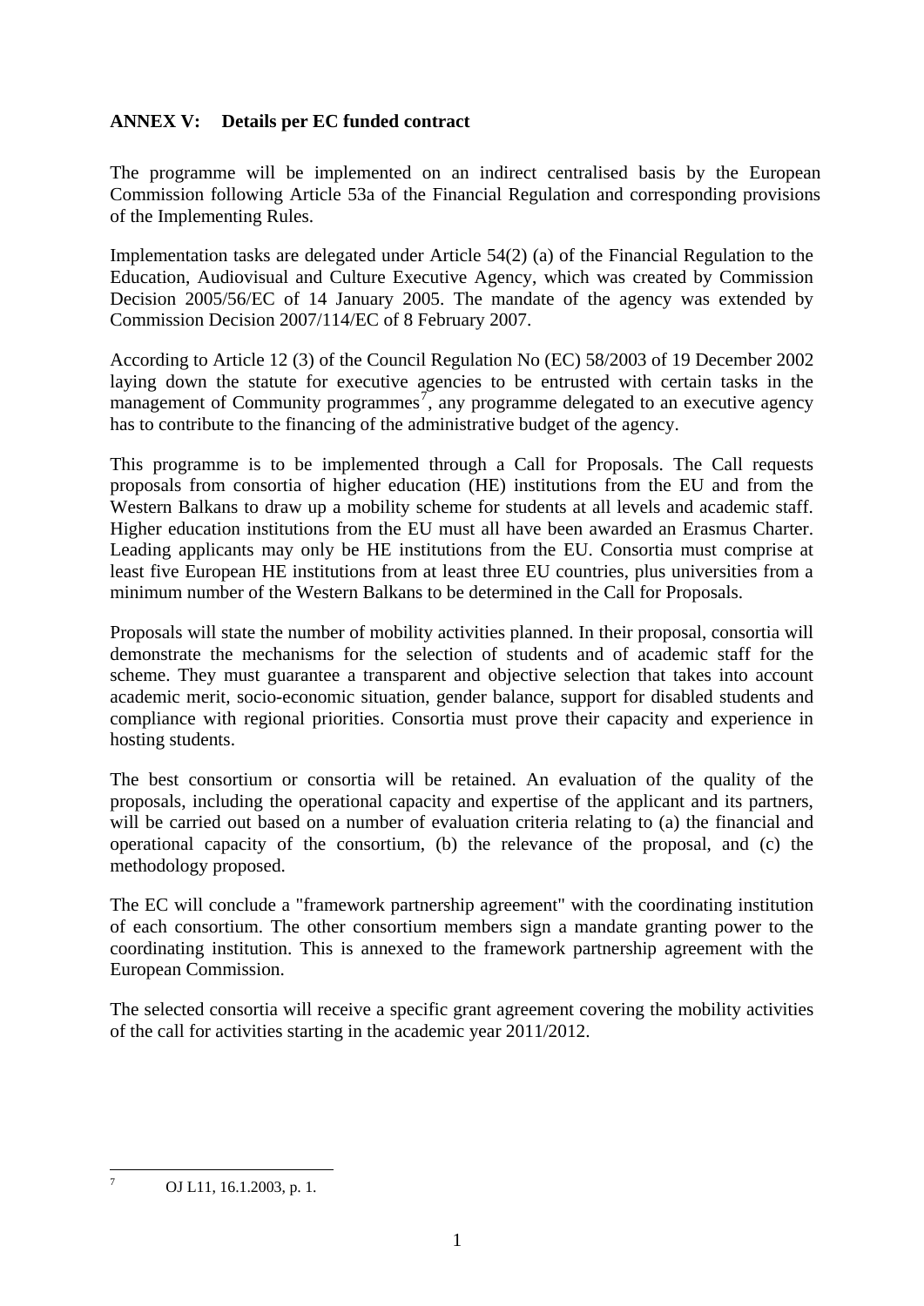## ANNEX V: Details per EC funded contract

The programme will be implemented on an indirect centralised basis by the European Commission following Article 53a of the Financial Regulation and corresponding provisions of the Implementing Rules.

Implementation tasks are delegated under Article 54(2) (a) of the Financial Regulation to the Education, Audiovisual and Culture Executive Agency, which was created by Commission Decision 2005/56/EC of 14 January 2005. The mandate of the agency was extended by Commission Decision 2007/114/EC of 8 February 2007.

According to Article 12 (3) of the Council Regulation No (EC) 58/2003 of 19 December 2002 laying down the statute for executive agencies to be entrusted with certain tasks in the management of Community programmes[7], any programme delegated to an executive agency has to contribute to the financing of the administrative budget of the agency.

This programme is to be implemented through a Call for Proposals. The Call requests proposals from consortia of higher education (HE) institutions from the EU and from the Western Balkans to draw up a mobility scheme for students at all levels and academic staff. Higher education institutions from the EU must all have been awarded an Erasmus Charter. Leading applicants may only be HE institutions from the EU. Consortia must comprise at least five European HE institutions from at least three EU countries, plus universities from a minimum number of the Western Balkans to be determined in the Call for Proposals.

Proposals will state the number of mobility activities planned. In their proposal, consortia will demonstrate the mechanisms for the selection of students and of academic staff for the scheme. They must guarantee a transparent and objective selection that takes into account academic merit, socio-economic situation, gender balance, support for disabled students and compliance with regional priorities. Consortia must prove their capacity and experience in hosting students.

The best consortium or consortia will be retained. An evaluation of the quality of the proposals, including the operational capacity and expertise of the applicant and its partners, will be carried out based on a number of evaluation criteria relating to (a) the financial and operational capacity of the consortium, (b) the relevance of the proposal, and (c) the methodology proposed.

The EC will conclude a "framework partnership agreement" with the coordinating institution of each consortium. The other consortium members sign a mandate granting power to the coordinating institution. This is annexed to the framework partnership agreement with the European Commission.

The selected consortia will receive a specific grant agreement covering the mobility activities of the call for activities starting in the academic year 2011/2012.

---

[7] OJ L11, 16.1.2003, p. 1.